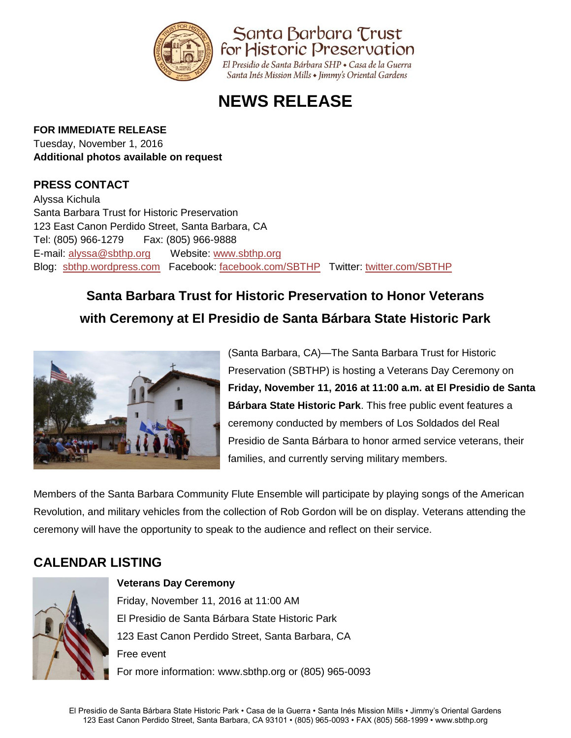Santa Barbara Trust for Historic Preservation

*El Presidio de Santa Bárbara SHP • Casa de la Guerra*
*Santa Inés Mission Mills • Jimmy's Oriental Gardens*

# NEWS RELEASE

**FOR IMMEDIATE RELEASE**
Tuesday, November 1, 2016
**Additional photos available on request**

**PRESS CONTACT**
Alyssa Kichula
Santa Barbara Trust for Historic Preservation
123 East Canon Perdido Street, Santa Barbara, CA
Tel: (805) 966-1279 Fax: (805) 966-9888
E-mail: alyssa@sbthp.org Website: www.sbthp.org
Blog: sbthp.wordpress.com Facebook: facebook.com/SBTHP Twitter: twitter.com/SBTHP

## Santa Barbara Trust for Historic Preservation to Honor Veterans with Ceremony at El Presidio de Santa Bárbara State Historic Park

(Santa Barbara, CA)—The Santa Barbara Trust for Historic Preservation (SBTHP) is hosting a Veterans Day Ceremony on **Friday, November 11, 2016 at 11:00 a.m. at El Presidio de Santa Bárbara State Historic Park**. This free public event features a ceremony conducted by members of Los Soldados del Real Presidio de Santa Bárbara to honor armed service veterans, their families, and currently serving military members.

Members of the Santa Barbara Community Flute Ensemble will participate by playing songs of the American Revolution, and military vehicles from the collection of Rob Gordon will be on display. Veterans attending the ceremony will have the opportunity to speak to the audience and reflect on their service.

## CALENDAR LISTING

**Veterans Day Ceremony**
Friday, November 11, 2016 at 11:00 AM
El Presidio de Santa Bárbara State Historic Park
123 East Canon Perdido Street, Santa Barbara, CA
Free event
For more information: www.sbthp.org or (805) 965-0093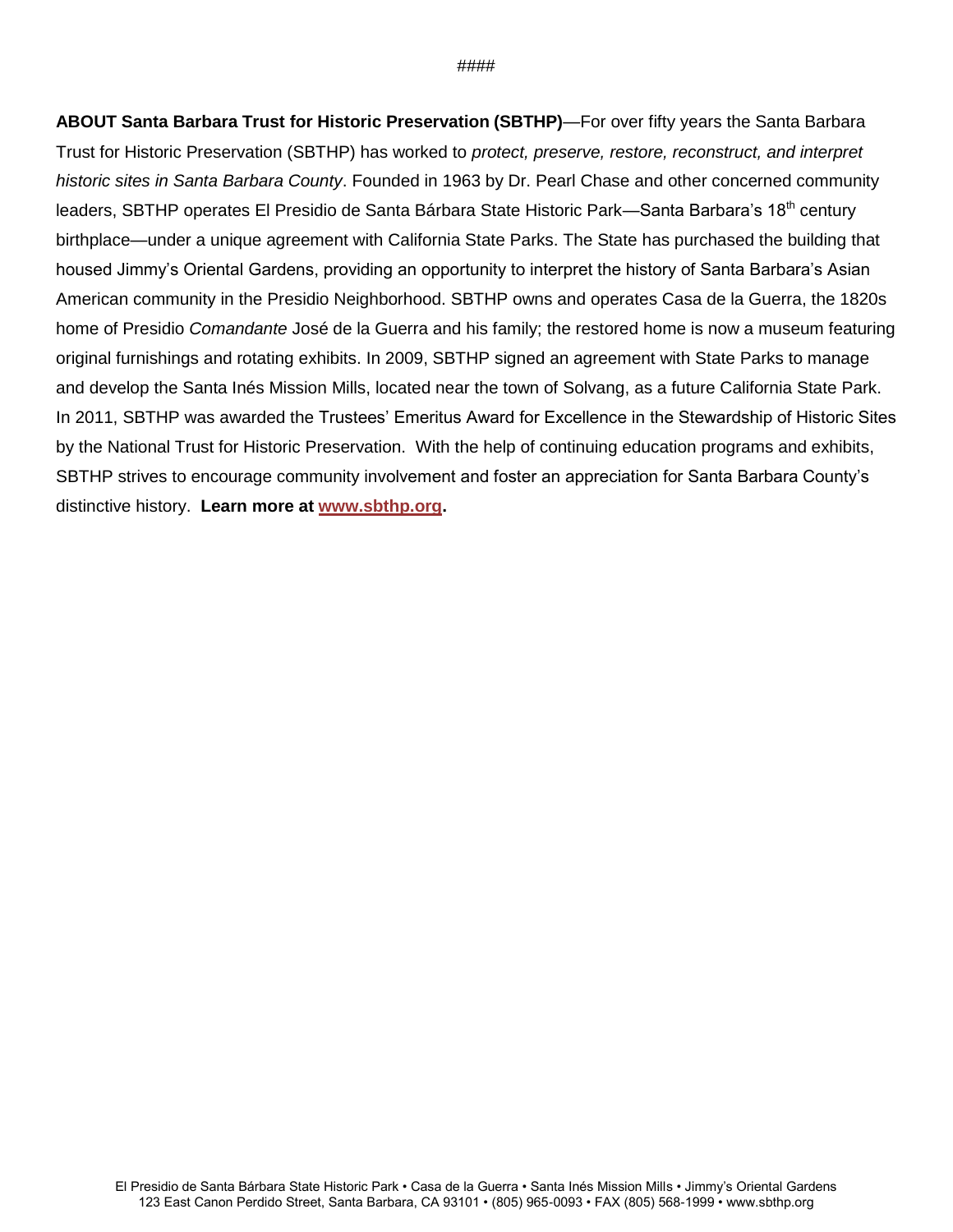####

**ABOUT Santa Barbara Trust for Historic Preservation (SBTHP)**—For over fifty years the Santa Barbara Trust for Historic Preservation (SBTHP) has worked to *protect, preserve, restore, reconstruct, and interpret historic sites in Santa Barbara County*. Founded in 1963 by Dr. Pearl Chase and other concerned community leaders, SBTHP operates El Presidio de Santa Bárbara State Historic Park—Santa Barbara's 18th century birthplace—under a unique agreement with California State Parks. The State has purchased the building that housed Jimmy's Oriental Gardens, providing an opportunity to interpret the history of Santa Barbara's Asian American community in the Presidio Neighborhood. SBTHP owns and operates Casa de la Guerra, the 1820s home of Presidio *Comandante* José de la Guerra and his family; the restored home is now a museum featuring original furnishings and rotating exhibits. In 2009, SBTHP signed an agreement with State Parks to manage and develop the Santa Inés Mission Mills, located near the town of Solvang, as a future California State Park. In 2011, SBTHP was awarded the Trustees' Emeritus Award for Excellence in the Stewardship of Historic Sites by the National Trust for Historic Preservation. With the help of continuing education programs and exhibits, SBTHP strives to encourage community involvement and foster an appreciation for Santa Barbara County's distinctive history. **Learn more at [www.sbthp.org](http://www.sbthp.org).**